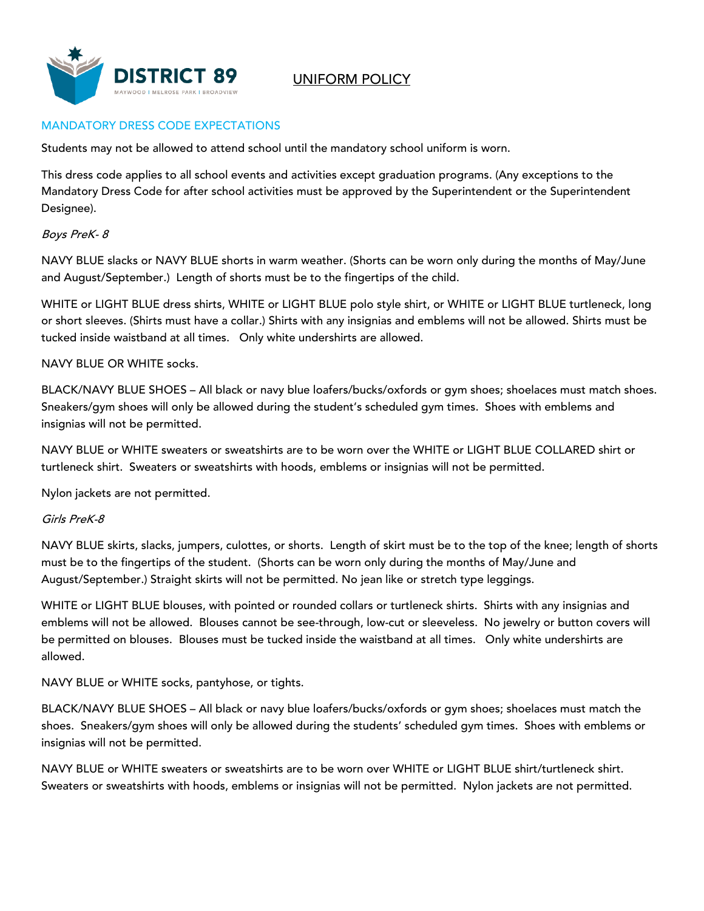DISTRICT 89

MAYWOOD | MELROSE PARK | BROADVIEW

# UNIFORM POLICY

## MANDATORY DRESS CODE EXPECTATIONS

Students may not be allowed to attend school until the mandatory school uniform is worn.

This dress code applies to all school events and activities except graduation programs. (Any exceptions to the Mandatory Dress Code for after school activities must be approved by the Superintendent or the Superintendent Designee).

### *Boys PreK- 8*

NAVY BLUE slacks or NAVY BLUE shorts in warm weather. (Shorts can be worn only during the months of May/June and August/September.) Length of shorts must be to the fingertips of the child.

WHITE or LIGHT BLUE dress shirts, WHITE or LIGHT BLUE polo style shirt, or WHITE or LIGHT BLUE turtleneck, long or short sleeves. (Shirts must have a collar.) Shirts with any insignias and emblems will not be allowed. Shirts must be tucked inside waistband at all times. Only white undershirts are allowed.

NAVY BLUE OR WHITE socks.

BLACK/NAVY BLUE SHOES – All black or navy blue loafers/bucks/oxfords or gym shoes; shoelaces must match shoes. Sneakers/gym shoes will only be allowed during the student's scheduled gym times. Shoes with emblems and insignias will not be permitted.

NAVY BLUE or WHITE sweaters or sweatshirts are to be worn over the WHITE or LIGHT BLUE COLLARED shirt or turtleneck shirt. Sweaters or sweatshirts with hoods, emblems or insignias will not be permitted.

Nylon jackets are not permitted.

### *Girls PreK-8*

NAVY BLUE skirts, slacks, jumpers, culottes, or shorts. Length of skirt must be to the top of the knee; length of shorts must be to the fingertips of the student. (Shorts can be worn only during the months of May/June and August/September.) Straight skirts will not be permitted. No jean like or stretch type leggings.

WHITE or LIGHT BLUE blouses, with pointed or rounded collars or turtleneck shirts. Shirts with any insignias and emblems will not be allowed. Blouses cannot be see-through, low-cut or sleeveless. No jewelry or button covers will be permitted on blouses. Blouses must be tucked inside the waistband at all times. Only white undershirts are allowed.

NAVY BLUE or WHITE socks, pantyhose, or tights.

BLACK/NAVY BLUE SHOES – All black or navy blue loafers/bucks/oxfords or gym shoes; shoelaces must match the shoes. Sneakers/gym shoes will only be allowed during the students' scheduled gym times. Shoes with emblems or insignias will not be permitted.

NAVY BLUE or WHITE sweaters or sweatshirts are to be worn over WHITE or LIGHT BLUE shirt/turtleneck shirt. Sweaters or sweatshirts with hoods, emblems or insignias will not be permitted. Nylon jackets are not permitted.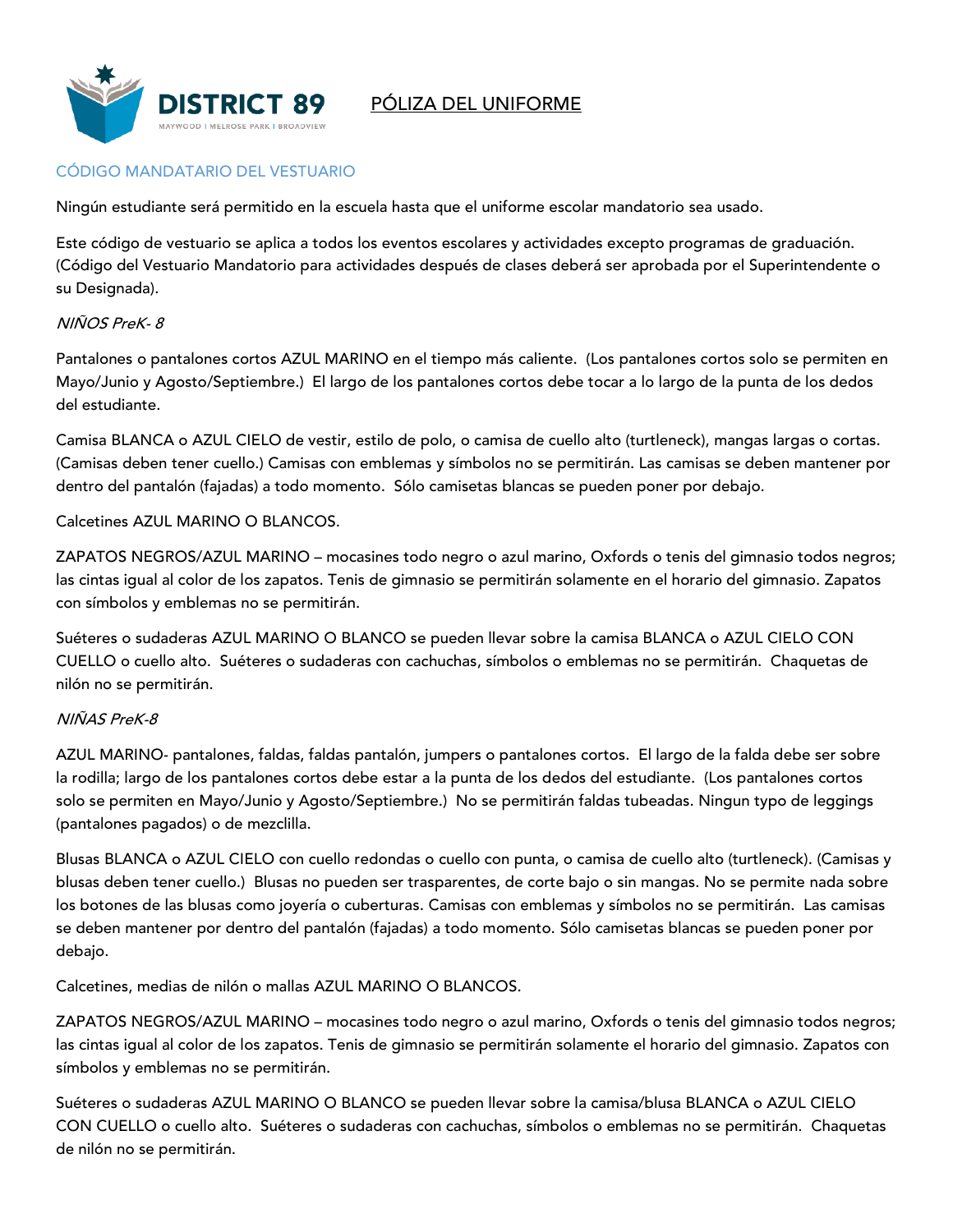DISTRICT 89

MAYWOOD | MELROSE PARK | BROADVIEW

# PÓLIZA DEL UNIFORME

## CÓDIGO MANDATARIO DEL VESTUARIO

Ningún estudiante será permitido en la escuela hasta que el uniforme escolar mandatorio sea usado.

Este código de vestuario se aplica a todos los eventos escolares y actividades excepto programas de graduación. (Código del Vestuario Mandatorio para actividades después de clases deberá ser aprobada por el Superintendente o su Designada).

### *NIÑOS PreK- 8*

Pantalones o pantalones cortos AZUL MARINO en el tiempo más caliente. (Los pantalones cortos solo se permiten en Mayo/Junio y Agosto/Septiembre.) El largo de los pantalones cortos debe tocar a lo largo de la punta de los dedos del estudiante.

Camisa BLANCA o AZUL CIELO de vestir, estilo de polo, o camisa de cuello alto (turtleneck), mangas largas o cortas. (Camisas deben tener cuello.) Camisas con emblemas y símbolos no se permitirán. Las camisas se deben mantener por dentro del pantalón (fajadas) a todo momento. Sólo camisetas blancas se pueden poner por debajo.

Calcetines AZUL MARINO O BLANCOS.

ZAPATOS NEGROS/AZUL MARINO – mocasines todo negro o azul marino, Oxfords o tenis del gimnasio todos negros; las cintas igual al color de los zapatos. Tenis de gimnasio se permitirán solamente en el horario del gimnasio. Zapatos con símbolos y emblemas no se permitirán.

Suéteres o sudaderas AZUL MARINO O BLANCO se pueden llevar sobre la camisa BLANCA o AZUL CIELO CON CUELLO o cuello alto. Suéteres o sudaderas con cachuchas, símbolos o emblemas no se permitirán. Chaquetas de nilón no se permitirán.

### *NIÑAS PreK-8*

AZUL MARINO- pantalones, faldas, faldas pantalón, jumpers o pantalones cortos. El largo de la falda debe ser sobre la rodilla; largo de los pantalones cortos debe estar a la punta de los dedos del estudiante. (Los pantalones cortos solo se permiten en Mayo/Junio y Agosto/Septiembre.) No se permitirán faldas tubeadas. Ningun typo de leggings (pantalones pagados) o de mezclilla.

Blusas BLANCA o AZUL CIELO con cuello redondas o cuello con punta, o camisa de cuello alto (turtleneck). (Camisas y blusas deben tener cuello.) Blusas no pueden ser trasparentes, de corte bajo o sin mangas. No se permite nada sobre los botones de las blusas como joyería o cuberturas. Camisas con emblemas y símbolos no se permitirán. Las camisas se deben mantener por dentro del pantalón (fajadas) a todo momento. Sólo camisetas blancas se pueden poner por debajo.

Calcetines, medias de nilón o mallas AZUL MARINO O BLANCOS.

ZAPATOS NEGROS/AZUL MARINO – mocasines todo negro o azul marino, Oxfords o tenis del gimnasio todos negros; las cintas igual al color de los zapatos. Tenis de gimnasio se permitirán solamente el horario del gimnasio. Zapatos con símbolos y emblemas no se permitirán.

Suéteres o sudaderas AZUL MARINO O BLANCO se pueden llevar sobre la camisa/blusa BLANCA o AZUL CIELO CON CUELLO o cuello alto. Suéteres o sudaderas con cachuchas, símbolos o emblemas no se permitirán. Chaquetas de nilón no se permitirán.